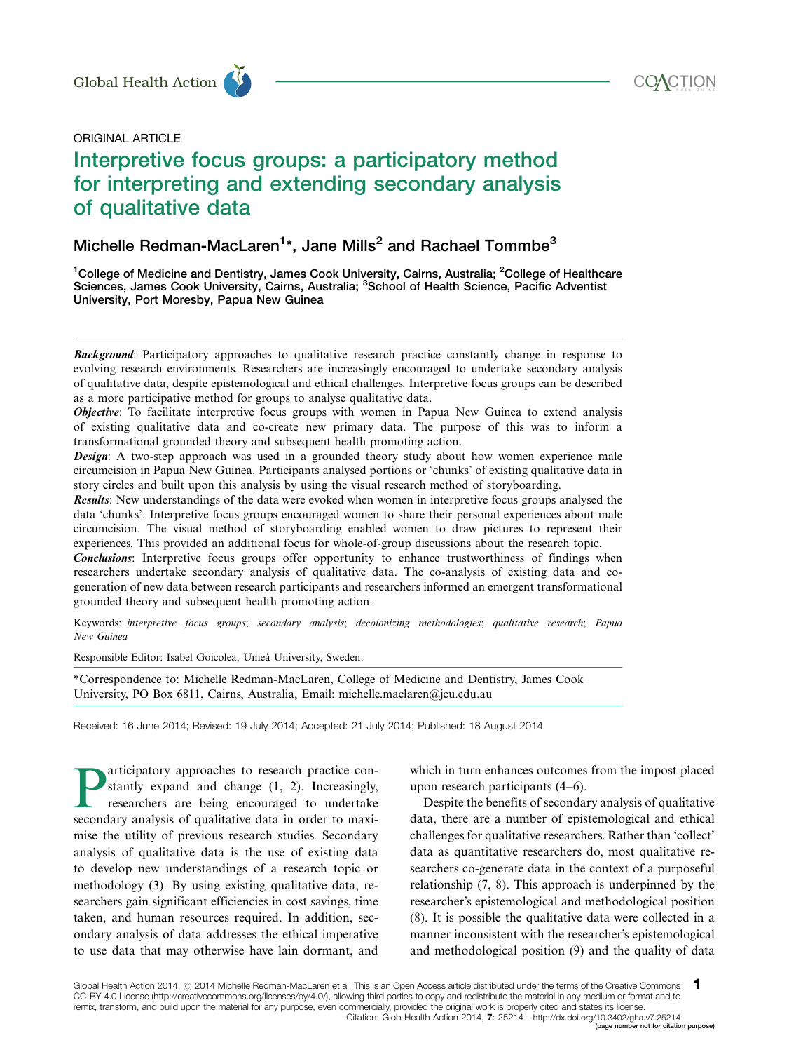ORIGINAL ARTICLE

# Interpretive focus groups: a participatory method for interpreting and extending secondary analysis of qualitative data

Michelle Redman-MacLaren[1]*, Jane Mills[2] and Rachael Tommbe[3]

[1]College of Medicine and Dentistry, James Cook University, Cairns, Australia; [2]College of Healthcare Sciences, James Cook University, Cairns, Australia; [3]School of Health Science, Pacific Adventist University, Port Moresby, Papua New Guinea

***Background***: Participatory approaches to qualitative research practice constantly change in response to evolving research environments. Researchers are increasingly encouraged to undertake secondary analysis of qualitative data, despite epistemological and ethical challenges. Interpretive focus groups can be described as a more participative method for groups to analyse qualitative data.

***Objective***: To facilitate interpretive focus groups with women in Papua New Guinea to extend analysis of existing qualitative data and co-create new primary data. The purpose of this was to inform a transformational grounded theory and subsequent health promoting action.

***Design***: A two-step approach was used in a grounded theory study about how women experience male circumcision in Papua New Guinea. Participants analysed portions or 'chunks' of existing qualitative data in story circles and built upon this analysis by using the visual research method of storyboarding.

***Results***: New understandings of the data were evoked when women in interpretive focus groups analysed the data 'chunks'. Interpretive focus groups encouraged women to share their personal experiences about male circumcision. The visual method of storyboarding enabled women to draw pictures to represent their experiences. This provided an additional focus for whole-of-group discussions about the research topic.

***Conclusions***: Interpretive focus groups offer opportunity to enhance trustworthiness of findings when researchers undertake secondary analysis of qualitative data. The co-analysis of existing data and co-generation of new data between research participants and researchers informed an emergent transformational grounded theory and subsequent health promoting action.

Keywords: *interpretive focus groups*; *secondary analysis*; *decolonizing methodologies*; *qualitative research*; *Papua New Guinea*

Responsible Editor: Isabel Goicolea, Umeå University, Sweden.

*Correspondence to: Michelle Redman-MacLaren, College of Medicine and Dentistry, James Cook University, PO Box 6811, Cairns, Australia, Email: michelle.maclaren@jcu.edu.au

Received: 16 June 2014; Revised: 19 July 2014; Accepted: 21 July 2014; Published: 18 August 2014

Participatory approaches to research practice constantly expand and change (1, 2). Increasingly, researchers are being encouraged to undertake secondary analysis of qualitative data in order to maximise the utility of previous research studies. Secondary analysis of qualitative data is the use of existing data to develop new understandings of a research topic or methodology (3). By using existing qualitative data, researchers gain significant efficiencies in cost savings, time taken, and human resources required. In addition, secondary analysis of data addresses the ethical imperative to use data that may otherwise have lain dormant, and which in turn enhances outcomes from the impost placed upon research participants (4–6).

Despite the benefits of secondary analysis of qualitative data, there are a number of epistemological and ethical challenges for qualitative researchers. Rather than 'collect' data as quantitative researchers do, most qualitative researchers co-generate data in the context of a purposeful relationship (7, 8). This approach is underpinned by the researcher's epistemological and methodological position (8). It is possible the qualitative data were collected in a manner inconsistent with the researcher's epistemological and methodological position (9) and the quality of data

Global Health Action 2014. © 2014 Michelle Redman-MacLaren et al. This is an Open Access article distributed under the terms of the Creative Commons CC-BY 4.0 License (http://creativecommons.org/licenses/by/4.0/), allowing third parties to copy and redistribute the material in any medium or format and to remix, transform, and build upon the material for any purpose, even commercially, provided the original work is properly cited and states its license.

Citation: Glob Health Action 2014, 7: 25214 - http://dx.doi.org/10.3402/gha.v7.25214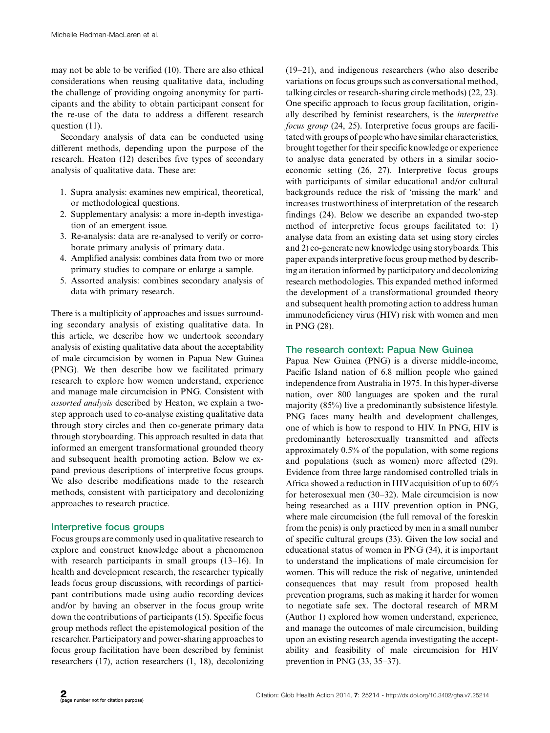may not be able to be verified (10). There are also ethical considerations when reusing qualitative data, including the challenge of providing ongoing anonymity for participants and the ability to obtain participant consent for the re-use of the data to address a different research question (11).

Secondary analysis of data can be conducted using different methods, depending upon the purpose of the research. Heaton (12) describes five types of secondary analysis of qualitative data. These are:

1. Supra analysis: examines new empirical, theoretical, or methodological questions.
2. Supplementary analysis: a more in-depth investigation of an emergent issue.
3. Re-analysis: data are re-analysed to verify or corroborate primary analysis of primary data.
4. Amplified analysis: combines data from two or more primary studies to compare or enlarge a sample.
5. Assorted analysis: combines secondary analysis of data with primary research.

There is a multiplicity of approaches and issues surrounding secondary analysis of existing qualitative data. In this article, we describe how we undertook secondary analysis of existing qualitative data about the acceptability of male circumcision by women in Papua New Guinea (PNG). We then describe how we facilitated primary research to explore how women understand, experience and manage male circumcision in PNG. Consistent with *assorted analysis* described by Heaton, we explain a two-step approach used to co-analyse existing qualitative data through story circles and then co-generate primary data through storyboarding. This approach resulted in data that informed an emergent transformational grounded theory and subsequent health promoting action. Below we expand previous descriptions of interpretive focus groups. We also describe modifications made to the research methods, consistent with participatory and decolonizing approaches to research practice.

## Interpretive focus groups

Focus groups are commonly used in qualitative research to explore and construct knowledge about a phenomenon with research participants in small groups (13–16). In health and development research, the researcher typically leads focus group discussions, with recordings of participant contributions made using audio recording devices and/or by having an observer in the focus group write down the contributions of participants (15). Specific focus group methods reflect the epistemological position of the researcher. Participatory and power-sharing approaches to focus group facilitation have been described by feminist researchers (17), action researchers (1, 18), decolonizing (19–21), and indigenous researchers (who also describe variations on focus groups such as conversational method, talking circles or research-sharing circle methods) (22, 23). One specific approach to focus group facilitation, originally described by feminist researchers, is the *interpretive focus group* (24, 25). Interpretive focus groups are facilitated with groups of people who have similar characteristics, brought together for their specific knowledge or experience to analyse data generated by others in a similar socio-economic setting (26, 27). Interpretive focus groups with participants of similar educational and/or cultural backgrounds reduce the risk of 'missing the mark' and increases trustworthiness of interpretation of the research findings (24). Below we describe an expanded two-step method of interpretive focus groups facilitated to: 1) analyse data from an existing data set using story circles and 2) co-generate new knowledge using storyboards. This paper expands interpretive focus group method by describing an iteration informed by participatory and decolonizing research methodologies. This expanded method informed the development of a transformational grounded theory and subsequent health promoting action to address human immunodeficiency virus (HIV) risk with women and men in PNG (28).

## The research context: Papua New Guinea

Papua New Guinea (PNG) is a diverse middle-income, Pacific Island nation of 6.8 million people who gained independence from Australia in 1975. In this hyper-diverse nation, over 800 languages are spoken and the rural majority (85%) live a predominantly subsistence lifestyle. PNG faces many health and development challenges, one of which is how to respond to HIV. In PNG, HIV is predominantly heterosexually transmitted and affects approximately 0.5% of the population, with some regions and populations (such as women) more affected (29). Evidence from three large randomised controlled trials in Africa showed a reduction in HIV acquisition of up to 60% for heterosexual men (30–32). Male circumcision is now being researched as a HIV prevention option in PNG, where male circumcision (the full removal of the foreskin from the penis) is only practiced by men in a small number of specific cultural groups (33). Given the low social and educational status of women in PNG (34), it is important to understand the implications of male circumcision for women. This will reduce the risk of negative, unintended consequences that may result from proposed health prevention programs, such as making it harder for women to negotiate safe sex. The doctoral research of MRM (Author 1) explored how women understand, experience, and manage the outcomes of male circumcision, building upon an existing research agenda investigating the acceptability and feasibility of male circumcision for HIV prevention in PNG (33, 35–37).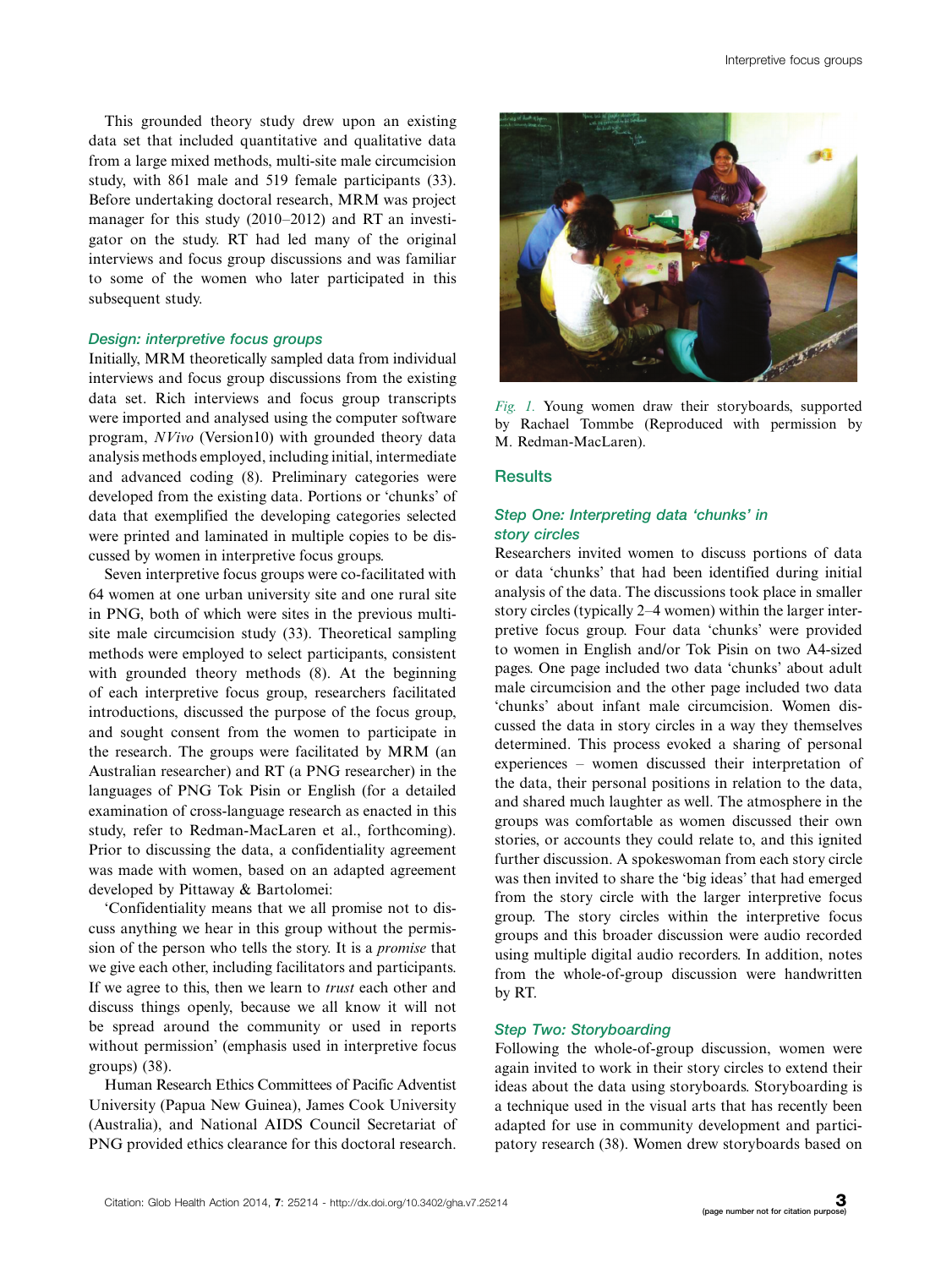This grounded theory study drew upon an existing data set that included quantitative and qualitative data from a large mixed methods, multi-site male circumcision study, with 861 male and 519 female participants (33). Before undertaking doctoral research, MRM was project manager for this study (2010–2012) and RT an investigator on the study. RT had led many of the original interviews and focus group discussions and was familiar to some of the women who later participated in this subsequent study.

### Design: interpretive focus groups

Initially, MRM theoretically sampled data from individual interviews and focus group discussions from the existing data set. Rich interviews and focus group transcripts were imported and analysed using the computer software program, *NVivo* (Version10) with grounded theory data analysis methods employed, including initial, intermediate and advanced coding (8). Preliminary categories were developed from the existing data. Portions or 'chunks' of data that exemplified the developing categories selected were printed and laminated in multiple copies to be discussed by women in interpretive focus groups.

Seven interpretive focus groups were co-facilitated with 64 women at one urban university site and one rural site in PNG, both of which were sites in the previous multi-site male circumcision study (33). Theoretical sampling methods were employed to select participants, consistent with grounded theory methods (8). At the beginning of each interpretive focus group, researchers facilitated introductions, discussed the purpose of the focus group, and sought consent from the women to participate in the research. The groups were facilitated by MRM (an Australian researcher) and RT (a PNG researcher) in the languages of PNG Tok Pisin or English (for a detailed examination of cross-language research as enacted in this study, refer to Redman-MacLaren et al., forthcoming). Prior to discussing the data, a confidentiality agreement was made with women, based on an adapted agreement developed by Pittaway & Bartolomei:

'Confidentiality means that we all promise not to discuss anything we hear in this group without the permission of the person who tells the story. It is a *promise* that we give each other, including facilitators and participants. If we agree to this, then we learn to *trust* each other and discuss things openly, because we all know it will not be spread around the community or used in reports without permission' (emphasis used in interpretive focus groups) (38).

Human Research Ethics Committees of Pacific Adventist University (Papua New Guinea), James Cook University (Australia), and National AIDS Council Secretariat of PNG provided ethics clearance for this doctoral research.

*Fig. 1.* Young women draw their storyboards, supported by Rachael Tommbe (Reproduced with permission by M. Redman-MacLaren).

## Results

### Step One: Interpreting data 'chunks' in story circles

Researchers invited women to discuss portions of data or data 'chunks' that had been identified during initial analysis of the data. The discussions took place in smaller story circles (typically 2–4 women) within the larger interpretive focus group. Four data 'chunks' were provided to women in English and/or Tok Pisin on two A4-sized pages. One page included two data 'chunks' about adult male circumcision and the other page included two data 'chunks' about infant male circumcision. Women discussed the data in story circles in a way they themselves determined. This process evoked a sharing of personal experiences – women discussed their interpretation of the data, their personal positions in relation to the data, and shared much laughter as well. The atmosphere in the groups was comfortable as women discussed their own stories, or accounts they could relate to, and this ignited further discussion. A spokeswoman from each story circle was then invited to share the 'big ideas' that had emerged from the story circle with the larger interpretive focus group. The story circles within the interpretive focus groups and this broader discussion were audio recorded using multiple digital audio recorders. In addition, notes from the whole-of-group discussion were handwritten by RT.

### Step Two: Storyboarding

Following the whole-of-group discussion, women were again invited to work in their story circles to extend their ideas about the data using storyboards. Storyboarding is a technique used in the visual arts that has recently been adapted for use in community development and participatory research (38). Women drew storyboards based on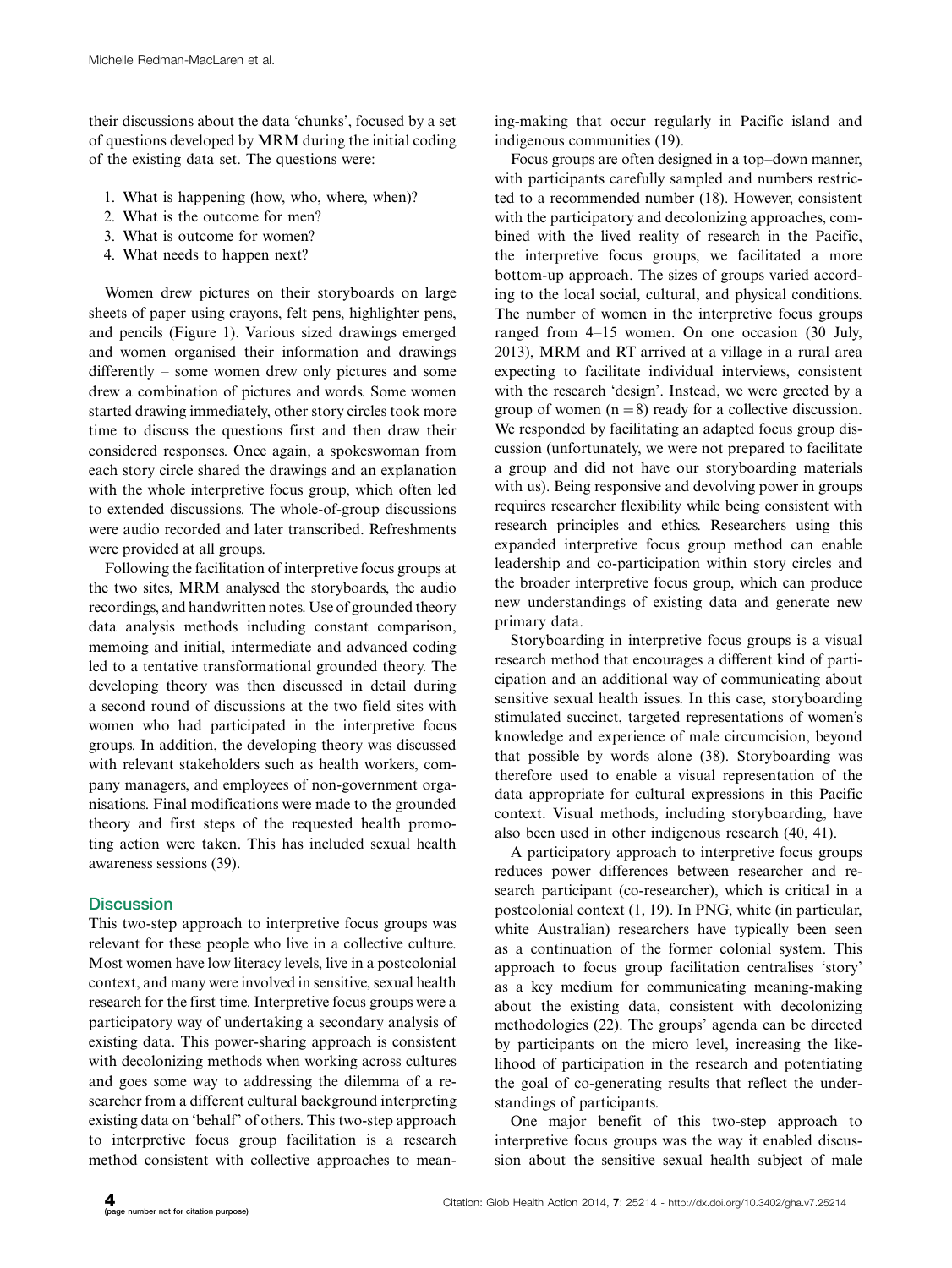their discussions about the data 'chunks', focused by a set of questions developed by MRM during the initial coding of the existing data set. The questions were:

1. What is happening (how, who, where, when)?
2. What is the outcome for men?
3. What is outcome for women?
4. What needs to happen next?

Women drew pictures on their storyboards on large sheets of paper using crayons, felt pens, highlighter pens, and pencils (Figure 1). Various sized drawings emerged and women organised their information and drawings differently – some women drew only pictures and some drew a combination of pictures and words. Some women started drawing immediately, other story circles took more time to discuss the questions first and then draw their considered responses. Once again, a spokeswoman from each story circle shared the drawings and an explanation with the whole interpretive focus group, which often led to extended discussions. The whole-of-group discussions were audio recorded and later transcribed. Refreshments were provided at all groups.

Following the facilitation of interpretive focus groups at the two sites, MRM analysed the storyboards, the audio recordings, and handwritten notes. Use of grounded theory data analysis methods including constant comparison, memoing and initial, intermediate and advanced coding led to a tentative transformational grounded theory. The developing theory was then discussed in detail during a second round of discussions at the two field sites with women who had participated in the interpretive focus groups. In addition, the developing theory was discussed with relevant stakeholders such as health workers, company managers, and employees of non-government organisations. Final modifications were made to the grounded theory and first steps of the requested health promoting action were taken. This has included sexual health awareness sessions (39).

## Discussion

This two-step approach to interpretive focus groups was relevant for these people who live in a collective culture. Most women have low literacy levels, live in a postcolonial context, and many were involved in sensitive, sexual health research for the first time. Interpretive focus groups were a participatory way of undertaking a secondary analysis of existing data. This power-sharing approach is consistent with decolonizing methods when working across cultures and goes some way to addressing the dilemma of a researcher from a different cultural background interpreting existing data on 'behalf' of others. This two-step approach to interpretive focus group facilitation is a research method consistent with collective approaches to meaning-making that occur regularly in Pacific island and indigenous communities (19).

Focus groups are often designed in a top–down manner, with participants carefully sampled and numbers restricted to a recommended number (18). However, consistent with the participatory and decolonizing approaches, combined with the lived reality of research in the Pacific, the interpretive focus groups, we facilitated a more bottom-up approach. The sizes of groups varied according to the local social, cultural, and physical conditions. The number of women in the interpretive focus groups ranged from 4–15 women. On one occasion (30 July, 2013), MRM and RT arrived at a village in a rural area expecting to facilitate individual interviews, consistent with the research 'design'. Instead, we were greeted by a group of women ($n = 8$) ready for a collective discussion. We responded by facilitating an adapted focus group discussion (unfortunately, we were not prepared to facilitate a group and did not have our storyboarding materials with us). Being responsive and devolving power in groups requires researcher flexibility while being consistent with research principles and ethics. Researchers using this expanded interpretive focus group method can enable leadership and co-participation within story circles and the broader interpretive focus group, which can produce new understandings of existing data and generate new primary data.

Storyboarding in interpretive focus groups is a visual research method that encourages a different kind of participation and an additional way of communicating about sensitive sexual health issues. In this case, storyboarding stimulated succinct, targeted representations of women's knowledge and experience of male circumcision, beyond that possible by words alone (38). Storyboarding was therefore used to enable a visual representation of the data appropriate for cultural expressions in this Pacific context. Visual methods, including storyboarding, have also been used in other indigenous research (40, 41).

A participatory approach to interpretive focus groups reduces power differences between researcher and research participant (co-researcher), which is critical in a postcolonial context (1, 19). In PNG, white (in particular, white Australian) researchers have typically been seen as a continuation of the former colonial system. This approach to focus group facilitation centralises 'story' as a key medium for communicating meaning-making about the existing data, consistent with decolonizing methodologies (22). The groups' agenda can be directed by participants on the micro level, increasing the likelihood of participation in the research and potentiating the goal of co-generating results that reflect the understandings of participants.

One major benefit of this two-step approach to interpretive focus groups was the way it enabled discussion about the sensitive sexual health subject of male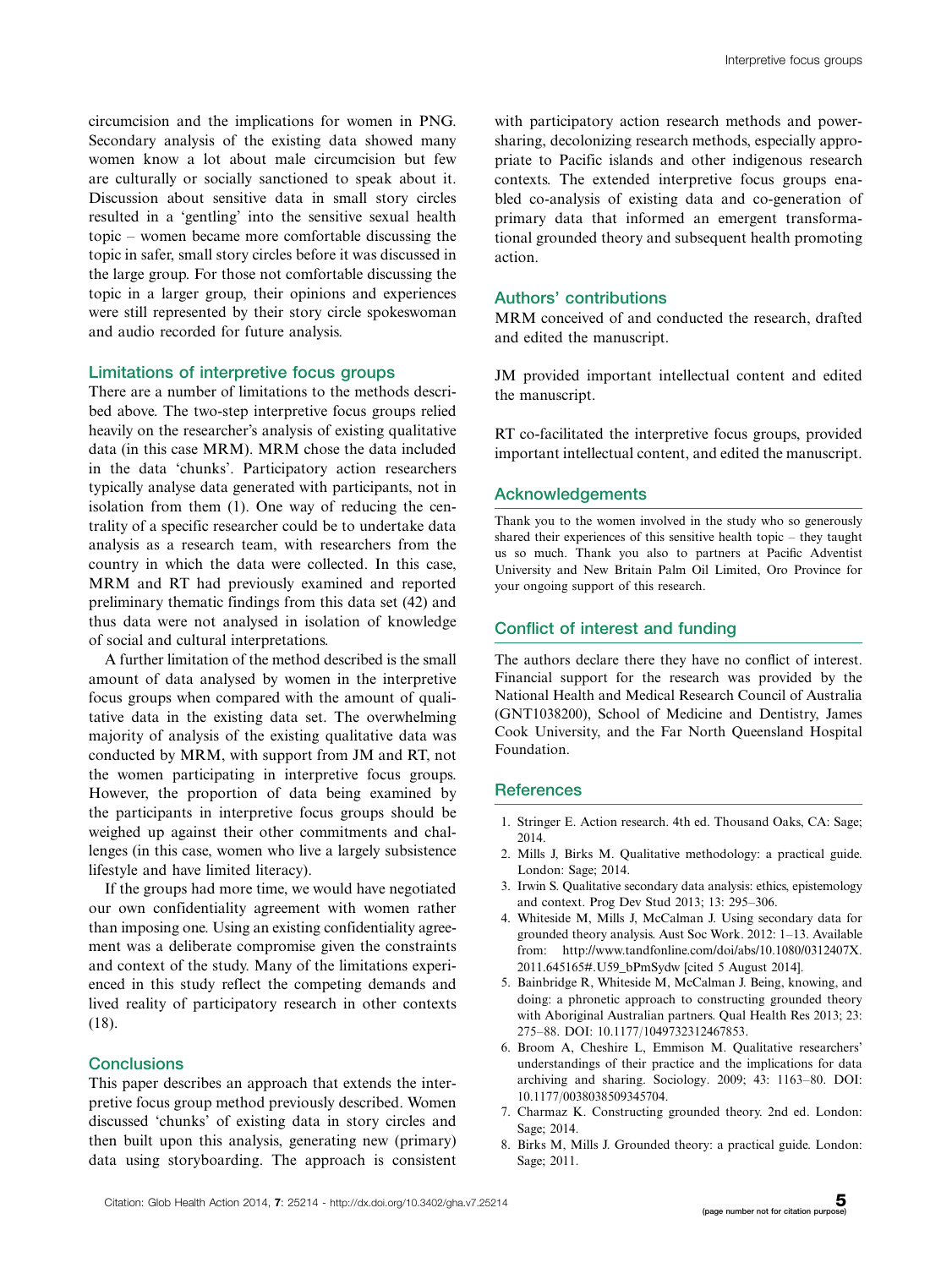circumcision and the implications for women in PNG. Secondary analysis of the existing data showed many women know a lot about male circumcision but few are culturally or socially sanctioned to speak about it. Discussion about sensitive data in small story circles resulted in a 'gentling' into the sensitive sexual health topic – women became more comfortable discussing the topic in safer, small story circles before it was discussed in the large group. For those not comfortable discussing the topic in a larger group, their opinions and experiences were still represented by their story circle spokeswoman and audio recorded for future analysis.

## Limitations of interpretive focus groups

There are a number of limitations to the methods described above. The two-step interpretive focus groups relied heavily on the researcher's analysis of existing qualitative data (in this case MRM). MRM chose the data included in the data 'chunks'. Participatory action researchers typically analyse data generated with participants, not in isolation from them (1). One way of reducing the centrality of a specific researcher could be to undertake data analysis as a research team, with researchers from the country in which the data were collected. In this case, MRM and RT had previously examined and reported preliminary thematic findings from this data set (42) and thus data were not analysed in isolation of knowledge of social and cultural interpretations.

A further limitation of the method described is the small amount of data analysed by women in the interpretive focus groups when compared with the amount of qualitative data in the existing data set. The overwhelming majority of analysis of the existing qualitative data was conducted by MRM, with support from JM and RT, not the women participating in interpretive focus groups. However, the proportion of data being examined by the participants in interpretive focus groups should be weighed up against their other commitments and challenges (in this case, women who live a largely subsistence lifestyle and have limited literacy).

If the groups had more time, we would have negotiated our own confidentiality agreement with women rather than imposing one. Using an existing confidentiality agreement was a deliberate compromise given the constraints and context of the study. Many of the limitations experienced in this study reflect the competing demands and lived reality of participatory research in other contexts (18).

## Conclusions

This paper describes an approach that extends the interpretive focus group method previously described. Women discussed 'chunks' of existing data in story circles and then built upon this analysis, generating new (primary) data using storyboarding. The approach is consistent with participatory action research methods and power-sharing, decolonizing research methods, especially appropriate to Pacific islands and other indigenous research contexts. The extended interpretive focus groups enabled co-analysis of existing data and co-generation of primary data that informed an emergent transformational grounded theory and subsequent health promoting action.

## Authors' contributions

MRM conceived of and conducted the research, drafted and edited the manuscript.

JM provided important intellectual content and edited the manuscript.

RT co-facilitated the interpretive focus groups, provided important intellectual content, and edited the manuscript.

## Acknowledgements

Thank you to the women involved in the study who so generously shared their experiences of this sensitive health topic – they taught us so much. Thank you also to partners at Pacific Adventist University and New Britain Palm Oil Limited, Oro Province for your ongoing support of this research.

## Conflict of interest and funding

The authors declare there they have no conflict of interest. Financial support for the research was provided by the National Health and Medical Research Council of Australia (GNT1038200), School of Medicine and Dentistry, James Cook University, and the Far North Queensland Hospital Foundation.

## References

1. Stringer E. Action research. 4th ed. Thousand Oaks, CA: Sage; 2014.
2. Mills J, Birks M. Qualitative methodology: a practical guide. London: Sage; 2014.
3. Irwin S. Qualitative secondary data analysis: ethics, epistemology and context. Prog Dev Stud 2013; 13: 295–306.
4. Whiteside M, Mills J, McCalman J. Using secondary data for grounded theory analysis. Aust Soc Work. 2012: 1–13. Available from: http://www.tandfonline.com/doi/abs/10.1080/0312407X.2011.645165#.U59_bPmSydw [cited 5 August 2014].
5. Bainbridge R, Whiteside M, McCalman J. Being, knowing, and doing: a phronetic approach to constructing grounded theory with Aboriginal Australian partners. Qual Health Res 2013; 23: 275–88. DOI: 10.1177/1049732312467853.
6. Broom A, Cheshire L, Emmison M. Qualitative researchers' understandings of their practice and the implications for data archiving and sharing. Sociology. 2009; 43: 1163–80. DOI: 10.1177/0038038509345704.
7. Charmaz K. Constructing grounded theory. 2nd ed. London: Sage; 2014.
8. Birks M, Mills J. Grounded theory: a practical guide. London: Sage; 2011.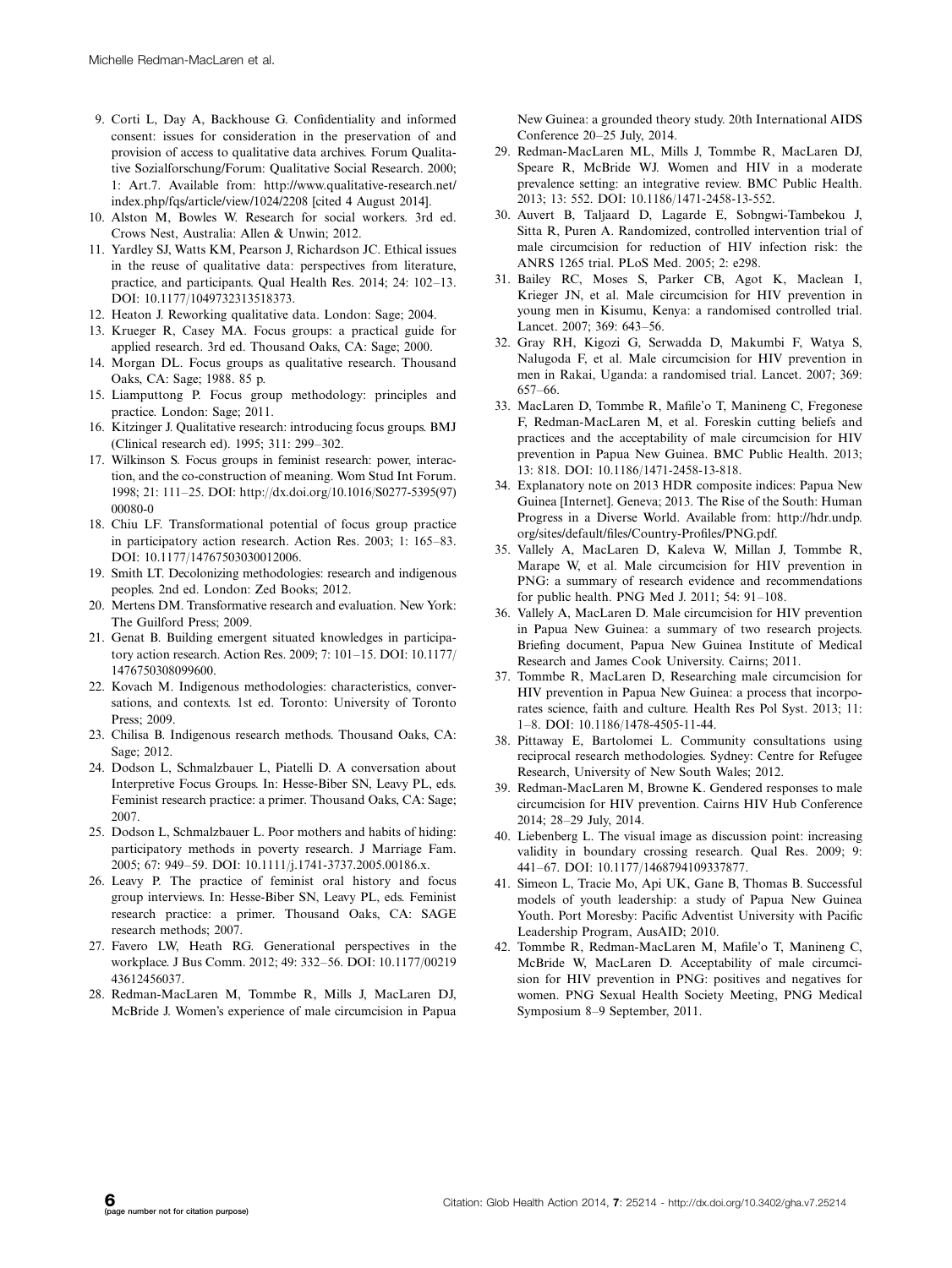9. Corti L, Day A, Backhouse G. Confidentiality and informed consent: issues for consideration in the preservation of and provision of access to qualitative data archives. Forum Qualitative Sozialforschung/Forum: Qualitative Social Research. 2000; 1: Art.7. Available from: http://www.qualitative-research.net/index.php/fqs/article/view/1024/2208 [cited 4 August 2014].
10. Alston M, Bowles W. Research for social workers. 3rd ed. Crows Nest, Australia: Allen & Unwin; 2012.
11. Yardley SJ, Watts KM, Pearson J, Richardson JC. Ethical issues in the reuse of qualitative data: perspectives from literature, practice, and participants. Qual Health Res. 2014; 24: 102–13. DOI: 10.1177/1049732313518373.
12. Heaton J. Reworking qualitative data. London: Sage; 2004.
13. Krueger R, Casey MA. Focus groups: a practical guide for applied research. 3rd ed. Thousand Oaks, CA: Sage; 2000.
14. Morgan DL. Focus groups as qualitative research. Thousand Oaks, CA: Sage; 1988. 85 p.
15. Liamputtong P. Focus group methodology: principles and practice. London: Sage; 2011.
16. Kitzinger J. Qualitative research: introducing focus groups. BMJ (Clinical research ed). 1995; 311: 299–302.
17. Wilkinson S. Focus groups in feminist research: power, interaction, and the co-construction of meaning. Wom Stud Int Forum. 1998; 21: 111–25. DOI: http://dx.doi.org/10.1016/S0277-5395(97)00080-0
18. Chiu LF. Transformational potential of focus group practice in participatory action research. Action Res. 2003; 1: 165–83. DOI: 10.1177/14767503030012006.
19. Smith LT. Decolonizing methodologies: research and indigenous peoples. 2nd ed. London: Zed Books; 2012.
20. Mertens DM. Transformative research and evaluation. New York: The Guilford Press; 2009.
21. Genat B. Building emergent situated knowledges in participatory action research. Action Res. 2009; 7: 101–15. DOI: 10.1177/1476750308099600.
22. Kovach M. Indigenous methodologies: characteristics, conversations, and contexts. 1st ed. Toronto: University of Toronto Press; 2009.
23. Chilisa B. Indigenous research methods. Thousand Oaks, CA: Sage; 2012.
24. Dodson L, Schmalzbauer L, Piatelli D. A conversation about Interpretive Focus Groups. In: Hesse-Biber SN, Leavy PL, eds. Feminist research practice: a primer. Thousand Oaks, CA: Sage; 2007.
25. Dodson L, Schmalzbauer L. Poor mothers and habits of hiding: participatory methods in poverty research. J Marriage Fam. 2005; 67: 949–59. DOI: 10.1111/j.1741-3737.2005.00186.x.
26. Leavy P. The practice of feminist oral history and focus group interviews. In: Hesse-Biber SN, Leavy PL, eds. Feminist research practice: a primer. Thousand Oaks, CA: SAGE research methods; 2007.
27. Favero LW, Heath RG. Generational perspectives in the workplace. J Bus Comm. 2012; 49: 332–56. DOI: 10.1177/0021943612456037.
28. Redman-MacLaren M, Tommbe R, Mills J, MacLaren DJ, McBride J. Women's experience of male circumcision in Papua New Guinea: a grounded theory study. 20th International AIDS Conference 20–25 July, 2014.
29. Redman-MacLaren ML, Mills J, Tommbe R, MacLaren DJ, Speare R, McBride WJ. Women and HIV in a moderate prevalence setting: an integrative review. BMC Public Health. 2013; 13: 552. DOI: 10.1186/1471-2458-13-552.
30. Auvert B, Taljaard D, Lagarde E, Sobngwi-Tambekou J, Sitta R, Puren A. Randomized, controlled intervention trial of male circumcision for reduction of HIV infection risk: the ANRS 1265 trial. PLoS Med. 2005; 2: e298.
31. Bailey RC, Moses S, Parker CB, Agot K, Maclean I, Krieger JN, et al. Male circumcision for HIV prevention in young men in Kisumu, Kenya: a randomised controlled trial. Lancet. 2007; 369: 643–56.
32. Gray RH, Kigozi G, Serwadda D, Makumbi F, Watya S, Nalugoda F, et al. Male circumcision for HIV prevention in men in Rakai, Uganda: a randomised trial. Lancet. 2007; 369: 657–66.
33. MacLaren D, Tommbe R, Mafile'o T, Manineng C, Fregonese F, Redman-MacLaren M, et al. Foreskin cutting beliefs and practices and the acceptability of male circumcision for HIV prevention in Papua New Guinea. BMC Public Health. 2013; 13: 818. DOI: 10.1186/1471-2458-13-818.
34. Explanatory note on 2013 HDR composite indices: Papua New Guinea [Internet]. Geneva; 2013. The Rise of the South: Human Progress in a Diverse World. Available from: http://hdr.undp.org/sites/default/files/Country-Profiles/PNG.pdf.
35. Vallely A, MacLaren D, Kaleva W, Millan J, Tommbe R, Marape W, et al. Male circumcision for HIV prevention in PNG: a summary of research evidence and recommendations for public health. PNG Med J. 2011; 54: 91–108.
36. Vallely A, MacLaren D. Male circumcision for HIV prevention in Papua New Guinea: a summary of two research projects. Briefing document, Papua New Guinea Institute of Medical Research and James Cook University. Cairns; 2011.
37. Tommbe R, MacLaren D, Researching male circumcision for HIV prevention in Papua New Guinea: a process that incorporates science, faith and culture. Health Res Pol Syst. 2013; 11: 1–8. DOI: 10.1186/1478-4505-11-44.
38. Pittaway E, Bartolomei L. Community consultations using reciprocal research methodologies. Sydney: Centre for Refugee Research, University of New South Wales; 2012.
39. Redman-MacLaren M, Browne K. Gendered responses to male circumcision for HIV prevention. Cairns HIV Hub Conference 2014; 28–29 July, 2014.
40. Liebenberg L. The visual image as discussion point: increasing validity in boundary crossing research. Qual Res. 2009; 9: 441–67. DOI: 10.1177/1468794109337877.
41. Simeon L, Tracie Mo, Api UK, Gane B, Thomas B. Successful models of youth leadership: a study of Papua New Guinea Youth. Port Moresby: Pacific Adventist University with Pacific Leadership Program, AusAID; 2010.
42. Tommbe R, Redman-MacLaren M, Mafile'o T, Manineng C, McBride W, MacLaren D. Acceptability of male circumcision for HIV prevention in PNG: positives and negatives for women. PNG Sexual Health Society Meeting, PNG Medical Symposium 8–9 September, 2011.